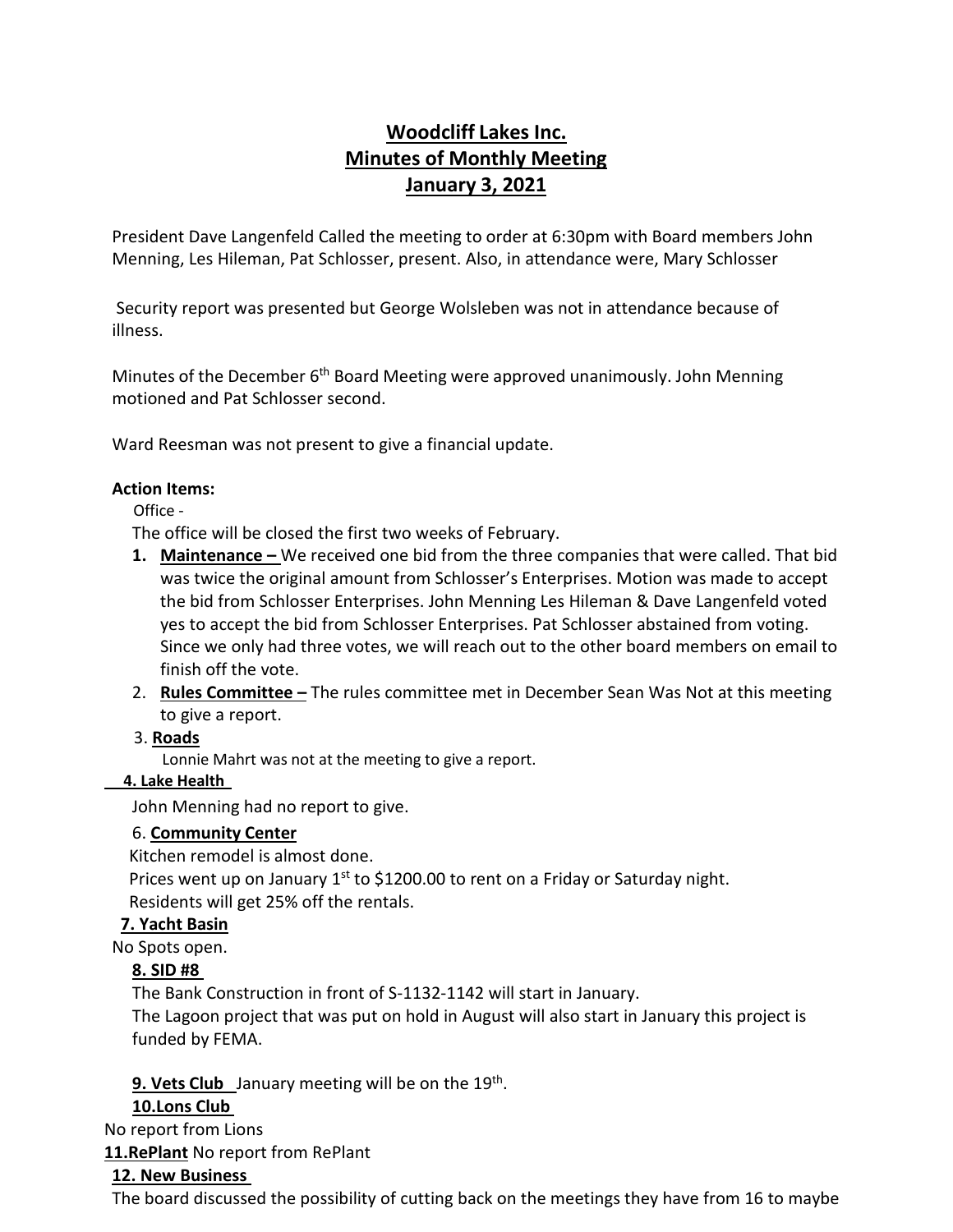# Woodcliff Lakes Inc.
# Minutes of Monthly Meeting
# January 3, 2021

President Dave Langenfeld Called the meeting to order at 6:30pm with Board members John Menning, Les Hileman, Pat Schlosser, present. Also, in attendance were, Mary Schlosser

Security report was presented but George Wolsleben was not in attendance because of illness.

Minutes of the December 6th Board Meeting were approved unanimously. John Menning motioned and Pat Schlosser second.

Ward Reesman was not present to give a financial update.

**Action Items:**

Office -

The office will be closed the first two weeks of February.

1. **Maintenance –** We received one bid from the three companies that were called. That bid was twice the original amount from Schlosser's Enterprises. Motion was made to accept the bid from Schlosser Enterprises. John Menning Les Hileman & Dave Langenfeld voted yes to accept the bid from Schlosser Enterprises. Pat Schlosser abstained from voting. Since we only had three votes, we will reach out to the other board members on email to finish off the vote.
2. **Rules Committee –** The rules committee met in December Sean Was Not at this meeting to give a report.

3. **Roads**

Lonnie Mahrt was not at the meeting to give a report.

**4. Lake Health**

John Menning had no report to give.

6. **Community Center**

Kitchen remodel is almost done.

Prices went up on January 1st to $1200.00 to rent on a Friday or Saturday night.

Residents will get 25% off the rentals.

**7. Yacht Basin**

No Spots open.

**8. SID #8**

The Bank Construction in front of S-1132-1142 will start in January.

The Lagoon project that was put on hold in August will also start in January this project is funded by FEMA.

**9. Vets Club** January meeting will be on the 19th.

**10.Lons Club**

No report from Lions

**11.RePlant** No report from RePlant

**12. New Business**

The board discussed the possibility of cutting back on the meetings they have from 16 to maybe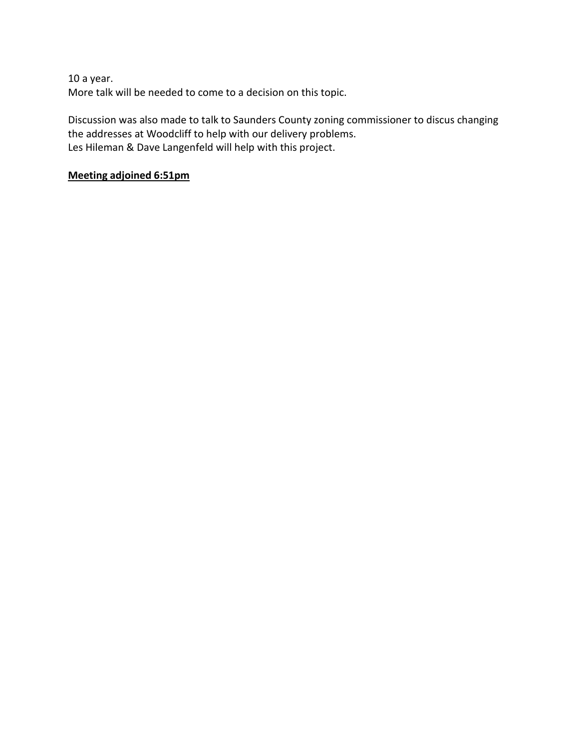10 a year.
More talk will be needed to come to a decision on this topic.

Discussion was also made to talk to Saunders County zoning commissioner to discus changing the addresses at Woodcliff to help with our delivery problems.
Les Hileman & Dave Langenfeld will help with this project.

**Meeting adjoined 6:51pm**